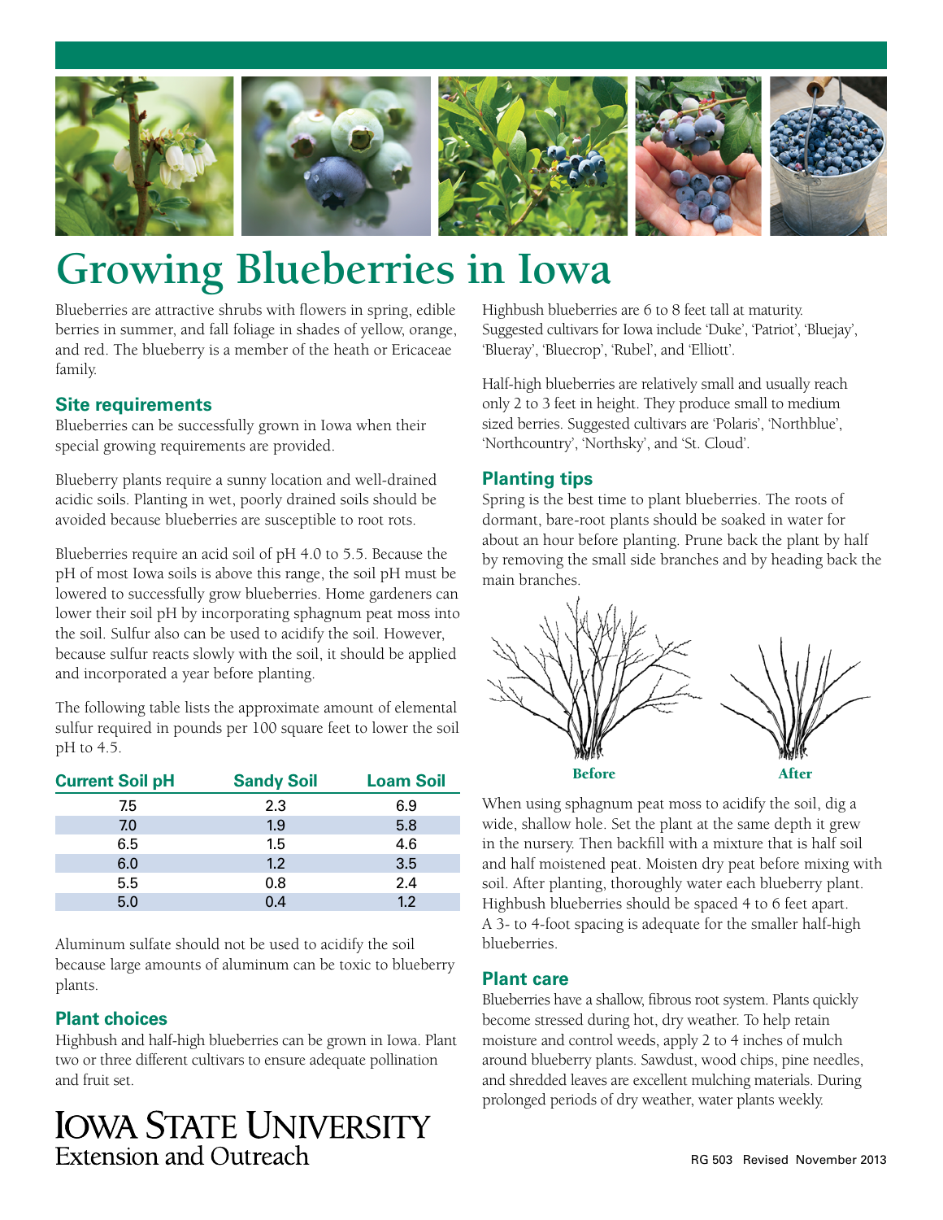# Growing Blueberries in Iowa

Blueberries are attractive shrubs with flowers in spring, edible berries in summer, and fall foliage in shades of yellow, orange, and red. The blueberry is a member of the heath or Ericaceae family.

## Site requirements

Blueberries can be successfully grown in Iowa when their special growing requirements are provided.

Blueberry plants require a sunny location and well-drained acidic soils. Planting in wet, poorly drained soils should be avoided because blueberries are susceptible to root rots.

Blueberries require an acid soil of pH 4.0 to 5.5. Because the pH of most Iowa soils is above this range, the soil pH must be lowered to successfully grow blueberries. Home gardeners can lower their soil pH by incorporating sphagnum peat moss into the soil. Sulfur also can be used to acidify the soil. However, because sulfur reacts slowly with the soil, it should be applied and incorporated a year before planting.

The following table lists the approximate amount of elemental sulfur required in pounds per 100 square feet to lower the soil pH to 4.5.

| Current Soil pH | Sandy Soil | Loam Soil |
|---|---|---|
| 7.5 | 2.3 | 6.9 |
| 7.0 | 1.9 | 5.8 |
| 6.5 | 1.5 | 4.6 |
| 6.0 | 1.2 | 3.5 |
| 5.5 | 0.8 | 2.4 |
| 5.0 | 0.4 | 1.2 |

Aluminum sulfate should not be used to acidify the soil because large amounts of aluminum can be toxic to blueberry plants.

## Plant choices

Highbush and half-high blueberries can be grown in Iowa. Plant two or three different cultivars to ensure adequate pollination and fruit set.

Highbush blueberries are 6 to 8 feet tall at maturity. Suggested cultivars for Iowa include 'Duke', 'Patriot', 'Bluejay', 'Blueray', 'Bluecrop', 'Rubel', and 'Elliott'.

Half-high blueberries are relatively small and usually reach only 2 to 3 feet in height. They produce small to medium sized berries. Suggested cultivars are 'Polaris', 'Northblue', 'Northcountry', 'Northsky', and 'St. Cloud'.

## Planting tips

Spring is the best time to plant blueberries. The roots of dormant, bare-root plants should be soaked in water for about an hour before planting. Prune back the plant by half by removing the small side branches and by heading back the main branches.

Before          After

When using sphagnum peat moss to acidify the soil, dig a wide, shallow hole. Set the plant at the same depth it grew in the nursery. Then backfill with a mixture that is half soil and half moistened peat. Moisten dry peat before mixing with soil. After planting, thoroughly water each blueberry plant. Highbush blueberries should be spaced 4 to 6 feet apart. A 3- to 4-foot spacing is adequate for the smaller half-high blueberries.

## Plant care

Blueberries have a shallow, fibrous root system. Plants quickly become stressed during hot, dry weather. To help retain moisture and control weeds, apply 2 to 4 inches of mulch around blueberry plants. Sawdust, wood chips, pine needles, and shredded leaves are excellent mulching materials. During prolonged periods of dry weather, water plants weekly.

Iowa State University
Extension and Outreach

RG 503 Revised November 2013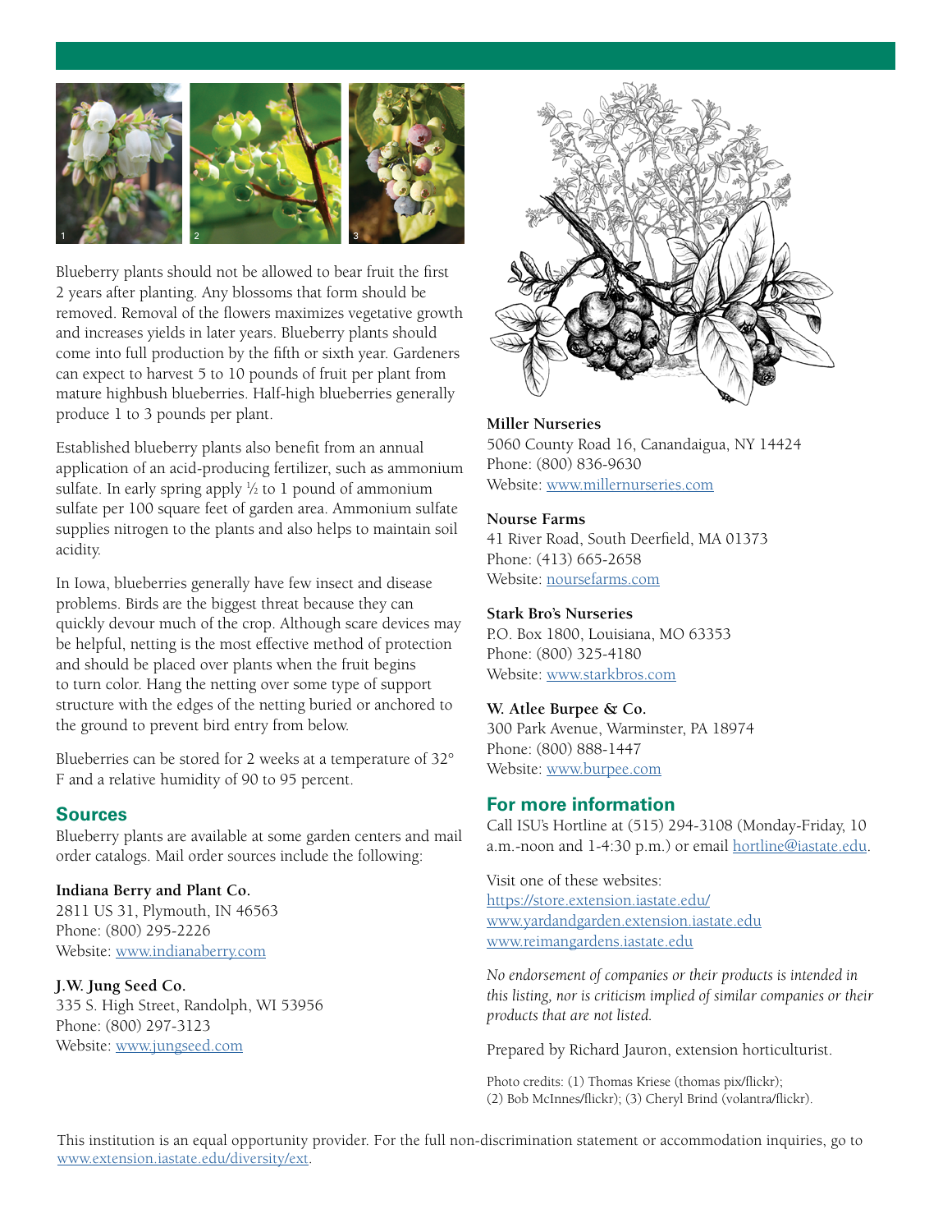Blueberry plants should not be allowed to bear fruit the first 2 years after planting. Any blossoms that form should be removed. Removal of the flowers maximizes vegetative growth and increases yields in later years. Blueberry plants should come into full production by the fifth or sixth year. Gardeners can expect to harvest 5 to 10 pounds of fruit per plant from mature highbush blueberries. Half-high blueberries generally produce 1 to 3 pounds per plant.

Established blueberry plants also benefit from an annual application of an acid-producing fertilizer, such as ammonium sulfate. In early spring apply ½ to 1 pound of ammonium sulfate per 100 square feet of garden area. Ammonium sulfate supplies nitrogen to the plants and also helps to maintain soil acidity.

In Iowa, blueberries generally have few insect and disease problems. Birds are the biggest threat because they can quickly devour much of the crop. Although scare devices may be helpful, netting is the most effective method of protection and should be placed over plants when the fruit begins to turn color. Hang the netting over some type of support structure with the edges of the netting buried or anchored to the ground to prevent bird entry from below.

Blueberries can be stored for 2 weeks at a temperature of 32° F and a relative humidity of 90 to 95 percent.

## Sources

Blueberry plants are available at some garden centers and mail order catalogs. Mail order sources include the following:

**Indiana Berry and Plant Co.**
2811 US 31, Plymouth, IN 46563
Phone: (800) 295-2226
Website: www.indianaberry.com

**J.W. Jung Seed Co.**
335 S. High Street, Randolph, WI 53956
Phone: (800) 297-3123
Website: www.jungseed.com

**Miller Nurseries**
5060 County Road 16, Canandaigua, NY 14424
Phone: (800) 836-9630
Website: www.millernurseries.com

**Nourse Farms**
41 River Road, South Deerfield, MA 01373
Phone: (413) 665-2658
Website: noursefarms.com

**Stark Bro's Nurseries**
P.O. Box 1800, Louisiana, MO 63353
Phone: (800) 325-4180
Website: www.starkbros.com

**W. Atlee Burpee & Co.**
300 Park Avenue, Warminster, PA 18974
Phone: (800) 888-1447
Website: www.burpee.com

## For more information

Call ISU's Hortline at (515) 294-3108 (Monday-Friday, 10 a.m.-noon and 1-4:30 p.m.) or email hortline@iastate.edu.

Visit one of these websites:
https://store.extension.iastate.edu/
www.yardandgarden.extension.iastate.edu
www.reimangardens.iastate.edu

*No endorsement of companies or their products is intended in this listing, nor is criticism implied of similar companies or their products that are not listed.*

Prepared by Richard Jauron, extension horticulturist.

Photo credits: (1) Thomas Kriese (thomas pix/flickr); (2) Bob McInnes/flickr); (3) Cheryl Brind (volantra/flickr).

This institution is an equal opportunity provider. For the full non-discrimination statement or accommodation inquiries, go to www.extension.iastate.edu/diversity/ext.